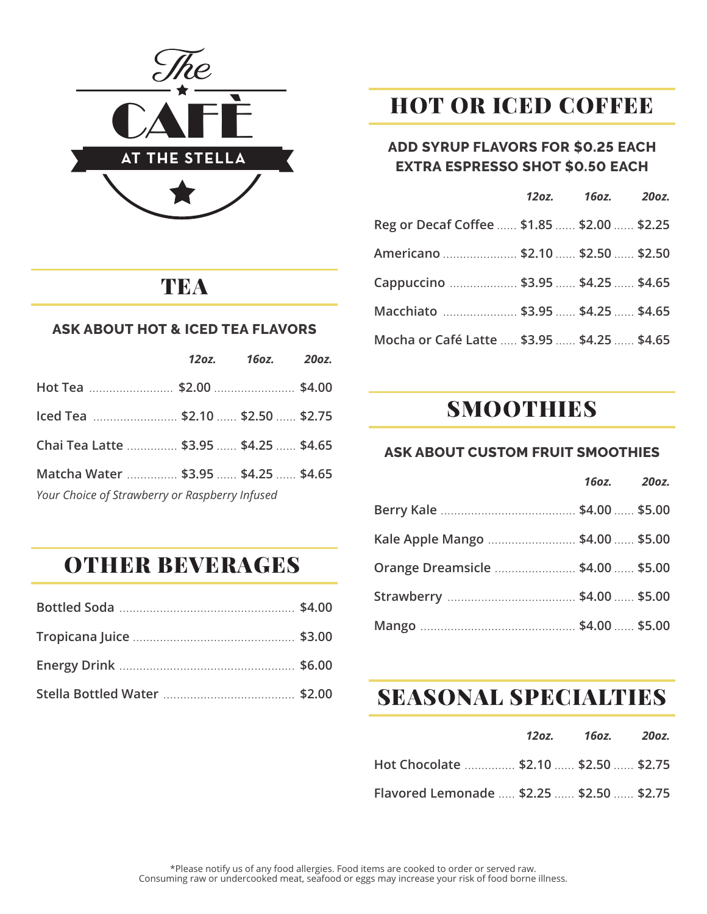# The CAFÈ AT THE STELLA

## TEA

**ASK ABOUT HOT & ICED TEA FLAVORS**

| | *12oz.* | *16oz.* | *20oz.* |
|---|---|---|---|
| Hot Tea | $2.00 | | $4.00 |
| Iced Tea | $2.10 | $2.50 | $2.75 |
| Chai Tea Latte | $3.95 | $4.25 | $4.65 |
| Matcha Water | $3.95 | $4.25 | $4.65 |

*Your Choice of Strawberry or Raspberry Infused*

## OTHER BEVERAGES

| | |
|---|---|
| Bottled Soda | $4.00 |
| Tropicana Juice | $3.00 |
| Energy Drink | $6.00 |
| Stella Bottled Water | $2.00 |

## HOT OR ICED COFFEE

**ADD SYRUP FLAVORS FOR $0.25 EACH**
**EXTRA ESPRESSO SHOT $0.50 EACH**

| | *12oz.* | *16oz.* | *20oz.* |
|---|---|---|---|
| Reg or Decaf Coffee | $1.85 | $2.00 | $2.25 |
| Americano | $2.10 | $2.50 | $2.50 |
| Cappuccino | $3.95 | $4.25 | $4.65 |
| Macchiato | $3.95 | $4.25 | $4.65 |
| Mocha or Café Latte | $3.95 | $4.25 | $4.65 |

## SMOOTHIES

**ASK ABOUT CUSTOM FRUIT SMOOTHIES**

| | *16oz.* | *20oz.* |
|---|---|---|
| Berry Kale | $4.00 | $5.00 |
| Kale Apple Mango | $4.00 | $5.00 |
| Orange Dreamsicle | $4.00 | $5.00 |
| Strawberry | $4.00 | $5.00 |
| Mango | $4.00 | $5.00 |

## SEASONAL SPECIALTIES

| | *12oz.* | *16oz.* | *20oz.* |
|---|---|---|---|
| Hot Chocolate | $2.10 | $2.50 | $2.75 |
| Flavored Lemonade | $2.25 | $2.50 | $2.75 |

*Please notify us of any food allergies. Food items are cooked to order or served raw.
Consuming raw or undercooked meat, seafood or eggs may increase your risk of food borne illness.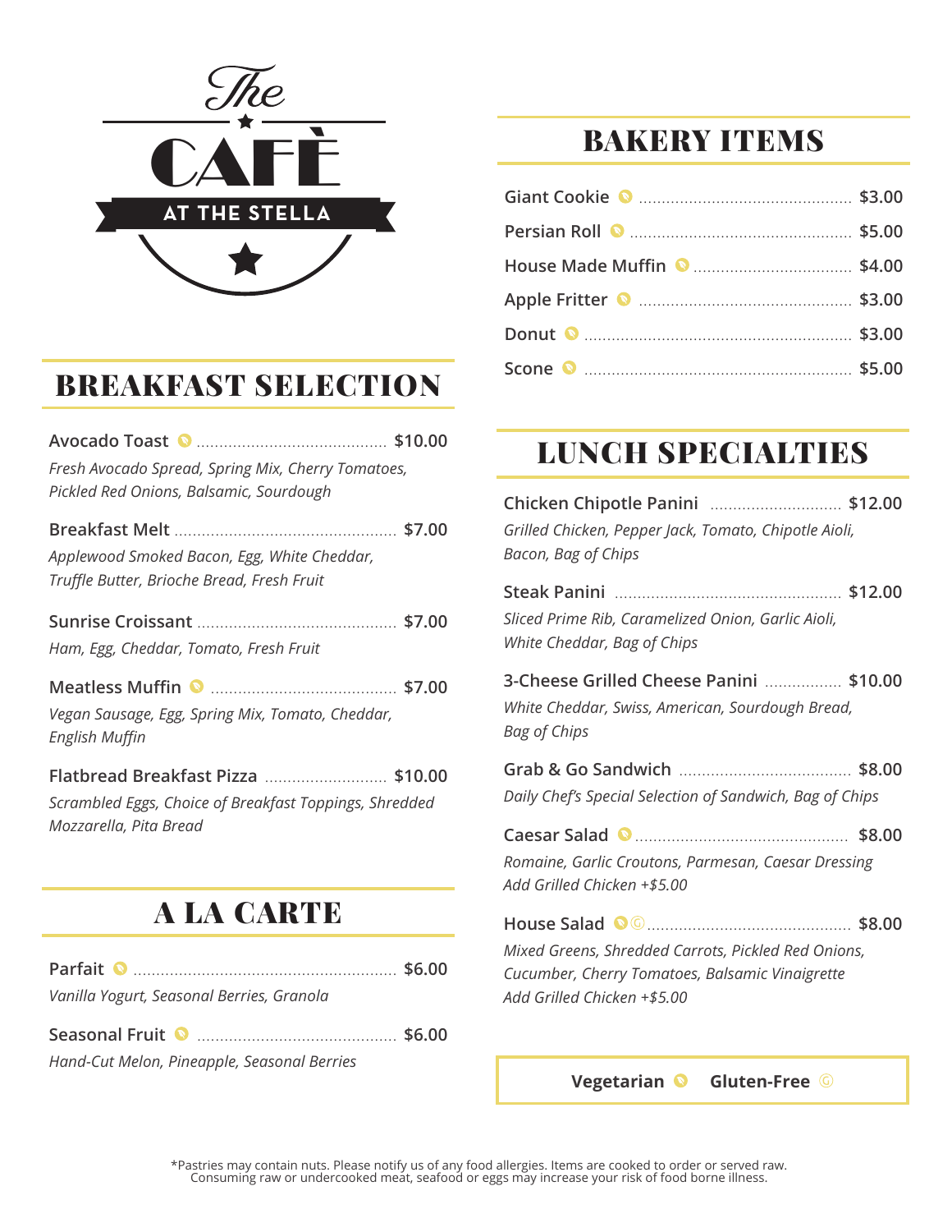# The CAFÈ AT THE STELLA

## BREAKFAST SELECTION

**Avocado Toast** (V) ........ $10.00
*Fresh Avocado Spread, Spring Mix, Cherry Tomatoes, Pickled Red Onions, Balsamic, Sourdough*

**Breakfast Melt** ........ $7.00
*Applewood Smoked Bacon, Egg, White Cheddar, Truffle Butter, Brioche Bread, Fresh Fruit*

**Sunrise Croissant** ........ $7.00
*Ham, Egg, Cheddar, Tomato, Fresh Fruit*

**Meatless Muffin** (V) ........ $7.00
*Vegan Sausage, Egg, Spring Mix, Tomato, Cheddar, English Muffin*

**Flatbread Breakfast Pizza** ........ $10.00
*Scrambled Eggs, Choice of Breakfast Toppings, Shredded Mozzarella, Pita Bread*

## A LA CARTE

**Parfait** (V) ........ $6.00
*Vanilla Yogurt, Seasonal Berries, Granola*

**Seasonal Fruit** (V) ........ $6.00
*Hand-Cut Melon, Pineapple, Seasonal Berries*

## BAKERY ITEMS

**Giant Cookie** (V) ........ $3.00

**Persian Roll** (V) ........ $5.00

**House Made Muffin** (V) ........ $4.00

**Apple Fritter** (V) ........ $3.00

**Donut** (V) ........ $3.00

**Scone** (V) ........ $5.00

## LUNCH SPECIALTIES

**Chicken Chipotle Panini** ........ $12.00
*Grilled Chicken, Pepper Jack, Tomato, Chipotle Aioli, Bacon, Bag of Chips*

**Steak Panini** ........ $12.00
*Sliced Prime Rib, Caramelized Onion, Garlic Aioli, White Cheddar, Bag of Chips*

**3-Cheese Grilled Cheese Panini** ........ $10.00
*White Cheddar, Swiss, American, Sourdough Bread, Bag of Chips*

**Grab & Go Sandwich** ........ $8.00
*Daily Chef's Special Selection of Sandwich, Bag of Chips*

**Caesar Salad** (V) ........ $8.00
*Romaine, Garlic Croutons, Parmesan, Caesar Dressing*
*Add Grilled Chicken +$5.00*

**House Salad** (V) (G) ........ $8.00
*Mixed Greens, Shredded Carrots, Pickled Red Onions, Cucumber, Cherry Tomatoes, Balsamic Vinaigrette*
*Add Grilled Chicken +$5.00*

**Vegetarian** (V) **Gluten-Free** (G)

*Pastries may contain nuts. Please notify us of any food allergies. Items are cooked to order or served raw. Consuming raw or undercooked meat, seafood or eggs may increase your risk of food borne illness.